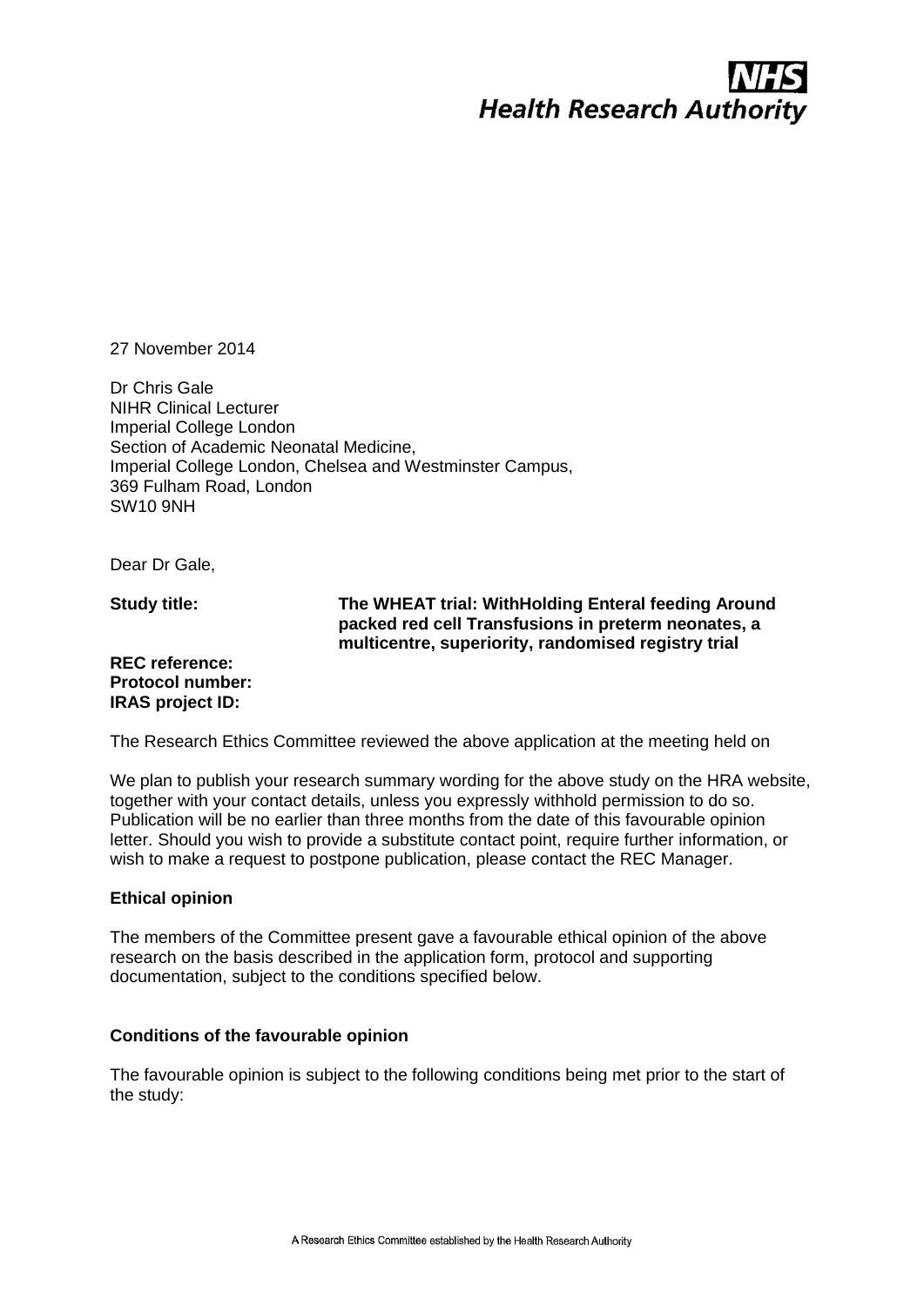**NHS**
**Health Research Authority**

27 November 2014

Dr Chris Gale
NIHR Clinical Lecturer
Imperial College London
Section of Academic Neonatal Medicine,
Imperial College London, Chelsea and Westminster Campus,
369 Fulham Road, London
SW10 9NH

Dear Dr Gale,

**Study title:** **The WHEAT trial: WithHolding Enteral feeding Around packed red cell Transfusions in preterm neonates, a multicentre, superiority, randomised registry trial**

**REC reference:**
**Protocol number:**
**IRAS project ID:**

The Research Ethics Committee reviewed the above application at the meeting held on

We plan to publish your research summary wording for the above study on the HRA website, together with your contact details, unless you expressly withhold permission to do so. Publication will be no earlier than three months from the date of this favourable opinion letter. Should you wish to provide a substitute contact point, require further information, or wish to make a request to postpone publication, please contact the REC Manager.

**Ethical opinion**

The members of the Committee present gave a favourable ethical opinion of the above research on the basis described in the application form, protocol and supporting documentation, subject to the conditions specified below.

**Conditions of the favourable opinion**

The favourable opinion is subject to the following conditions being met prior to the start of the study:

A Research Ethics Committee established by the Health Research Authority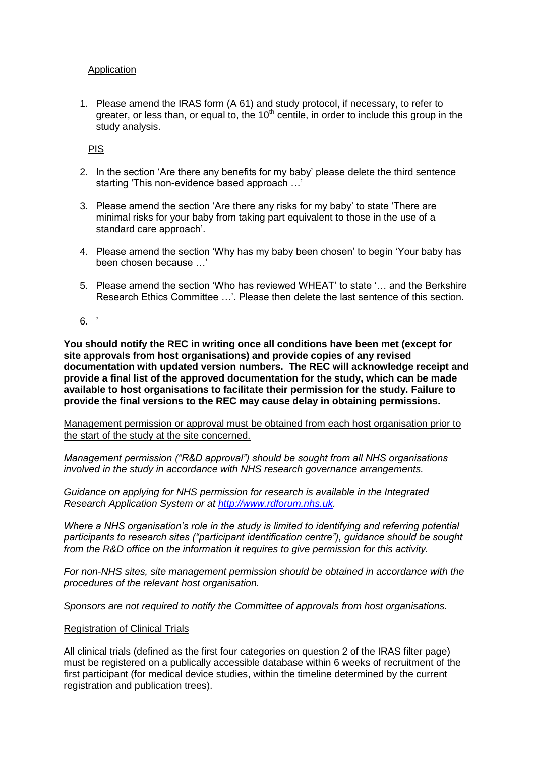Application

1. Please amend the IRAS form (A 61) and study protocol, if necessary, to refer to greater, or less than, or equal to, the 10th centile, in order to include this group in the study analysis.

PIS

2. In the section 'Are there any benefits for my baby' please delete the third sentence starting 'This non-evidence based approach …'
3. Please amend the section 'Are there any risks for my baby' to state 'There are minimal risks for your baby from taking part equivalent to those in the use of a standard care approach'.
4. Please amend the section 'Why has my baby been chosen' to begin 'Your baby has been chosen because …'
5. Please amend the section 'Who has reviewed WHEAT' to state '… and the Berkshire Research Ethics Committee …'. Please then delete the last sentence of this section.
6. '

**You should notify the REC in writing once all conditions have been met (except for site approvals from host organisations) and provide copies of any revised documentation with updated version numbers. The REC will acknowledge receipt and provide a final list of the approved documentation for the study, which can be made available to host organisations to facilitate their permission for the study. Failure to provide the final versions to the REC may cause delay in obtaining permissions.**

Management permission or approval must be obtained from each host organisation prior to the start of the study at the site concerned.

*Management permission ("R&D approval") should be sought from all NHS organisations involved in the study in accordance with NHS research governance arrangements.*

*Guidance on applying for NHS permission for research is available in the Integrated Research Application System or at [http://www.rdforum.nhs.uk](http://www.rdforum.nhs.uk).*

*Where a NHS organisation's role in the study is limited to identifying and referring potential participants to research sites ("participant identification centre"), guidance should be sought from the R&D office on the information it requires to give permission for this activity.*

*For non-NHS sites, site management permission should be obtained in accordance with the procedures of the relevant host organisation.*

*Sponsors are not required to notify the Committee of approvals from host organisations.*

Registration of Clinical Trials

All clinical trials (defined as the first four categories on question 2 of the IRAS filter page) must be registered on a publically accessible database within 6 weeks of recruitment of the first participant (for medical device studies, within the timeline determined by the current registration and publication trees).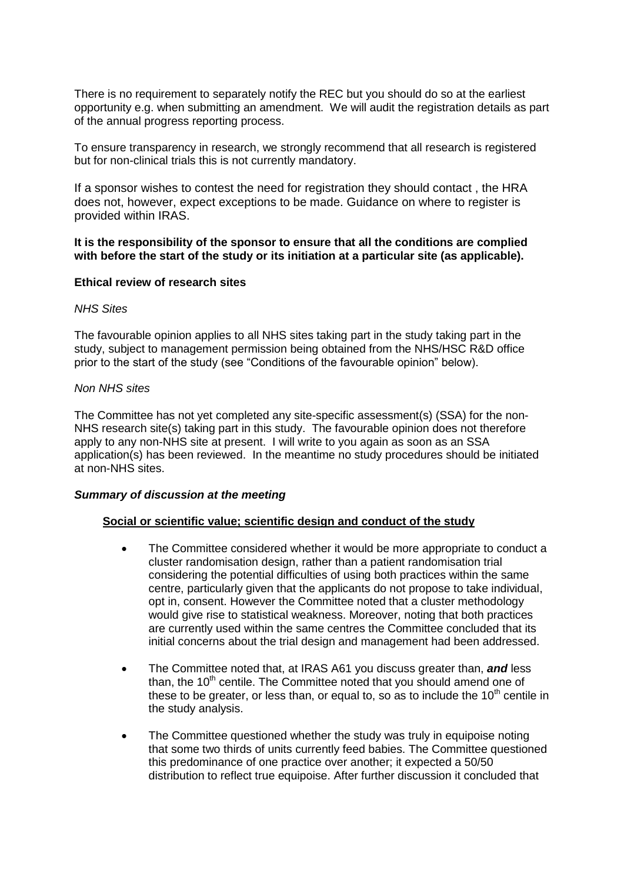There is no requirement to separately notify the REC but you should do so at the earliest opportunity e.g. when submitting an amendment. We will audit the registration details as part of the annual progress reporting process.

To ensure transparency in research, we strongly recommend that all research is registered but for non-clinical trials this is not currently mandatory.

If a sponsor wishes to contest the need for registration they should contact , the HRA does not, however, expect exceptions to be made. Guidance on where to register is provided within IRAS.

**It is the responsibility of the sponsor to ensure that all the conditions are complied with before the start of the study or its initiation at a particular site (as applicable).**

**Ethical review of research sites**

*NHS Sites*

The favourable opinion applies to all NHS sites taking part in the study taking part in the study, subject to management permission being obtained from the NHS/HSC R&D office prior to the start of the study (see "Conditions of the favourable opinion" below).

*Non NHS sites*

The Committee has not yet completed any site-specific assessment(s) (SSA) for the non-NHS research site(s) taking part in this study. The favourable opinion does not therefore apply to any non-NHS site at present. I will write to you again as soon as an SSA application(s) has been reviewed. In the meantime no study procedures should be initiated at non-NHS sites.

***Summary of discussion at the meeting***

**Social or scientific value; scientific design and conduct of the study**

- The Committee considered whether it would be more appropriate to conduct a cluster randomisation design, rather than a patient randomisation trial considering the potential difficulties of using both practices within the same centre, particularly given that the applicants do not propose to take individual, opt in, consent. However the Committee noted that a cluster methodology would give rise to statistical weakness. Moreover, noting that both practices are currently used within the same centres the Committee concluded that its initial concerns about the trial design and management had been addressed.
- The Committee noted that, at IRAS A61 you discuss greater than, ***and*** less than, the 10th centile. The Committee noted that you should amend one of these to be greater, or less than, or equal to, so as to include the 10th centile in the study analysis.
- The Committee questioned whether the study was truly in equipoise noting that some two thirds of units currently feed babies. The Committee questioned this predominance of one practice over another; it expected a 50/50 distribution to reflect true equipoise. After further discussion it concluded that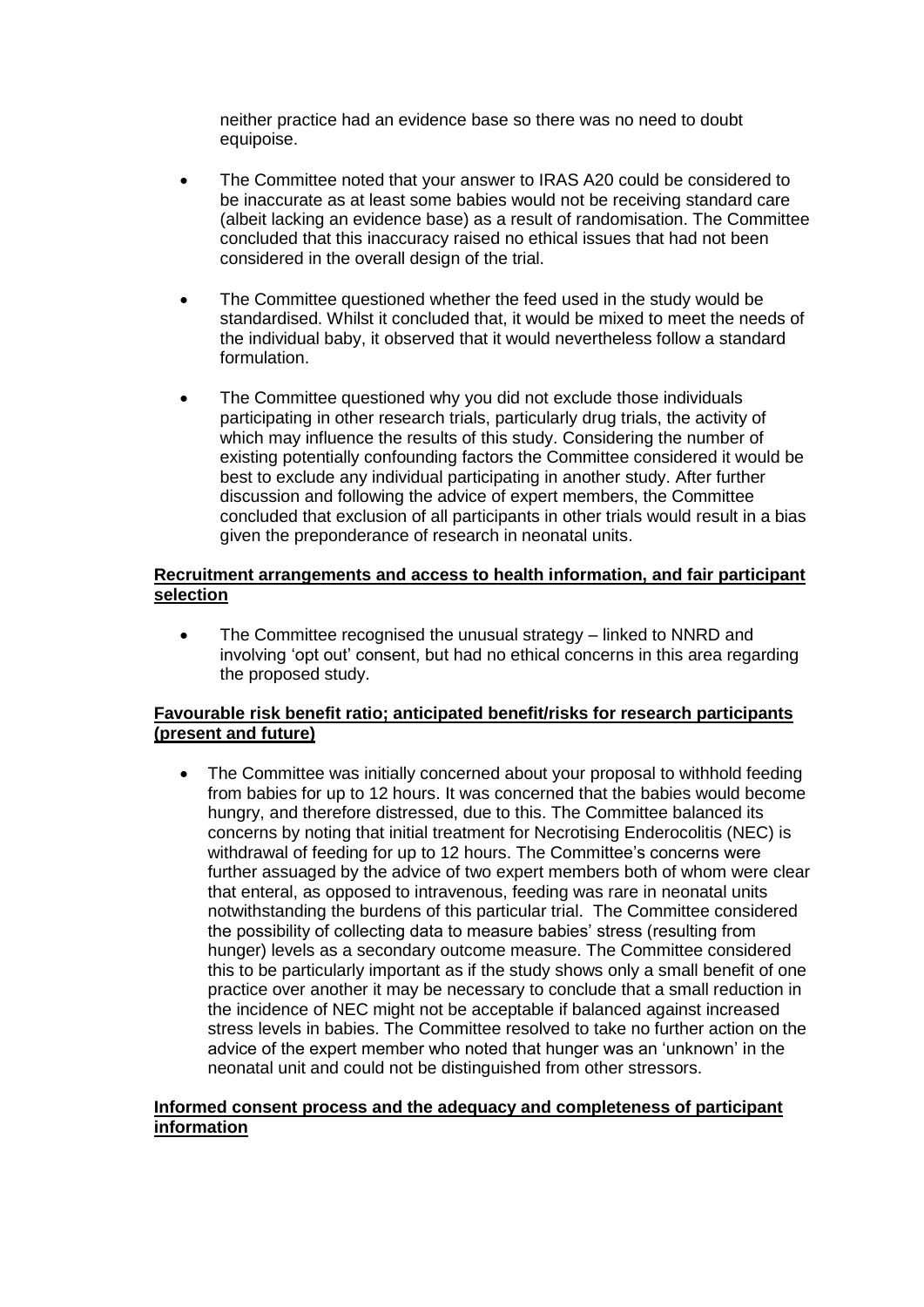neither practice had an evidence base so there was no need to doubt equipoise.

- The Committee noted that your answer to IRAS A20 could be considered to be inaccurate as at least some babies would not be receiving standard care (albeit lacking an evidence base) as a result of randomisation. The Committee concluded that this inaccuracy raised no ethical issues that had not been considered in the overall design of the trial.

- The Committee questioned whether the feed used in the study would be standardised. Whilst it concluded that, it would be mixed to meet the needs of the individual baby, it observed that it would nevertheless follow a standard formulation.

- The Committee questioned why you did not exclude those individuals participating in other research trials, particularly drug trials, the activity of which may influence the results of this study. Considering the number of existing potentially confounding factors the Committee considered it would be best to exclude any individual participating in another study. After further discussion and following the advice of expert members, the Committee concluded that exclusion of all participants in other trials would result in a bias given the preponderance of research in neonatal units.

**Recruitment arrangements and access to health information, and fair participant selection**

- The Committee recognised the unusual strategy – linked to NNRD and involving 'opt out' consent, but had no ethical concerns in this area regarding the proposed study.

**Favourable risk benefit ratio; anticipated benefit/risks for research participants (present and future)**

- The Committee was initially concerned about your proposal to withhold feeding from babies for up to 12 hours. It was concerned that the babies would become hungry, and therefore distressed, due to this. The Committee balanced its concerns by noting that initial treatment for Necrotising Enderocolitis (NEC) is withdrawal of feeding for up to 12 hours. The Committee's concerns were further assuaged by the advice of two expert members both of whom were clear that enteral, as opposed to intravenous, feeding was rare in neonatal units notwithstanding the burdens of this particular trial. The Committee considered the possibility of collecting data to measure babies' stress (resulting from hunger) levels as a secondary outcome measure. The Committee considered this to be particularly important as if the study shows only a small benefit of one practice over another it may be necessary to conclude that a small reduction in the incidence of NEC might not be acceptable if balanced against increased stress levels in babies. The Committee resolved to take no further action on the advice of the expert member who noted that hunger was an 'unknown' in the neonatal unit and could not be distinguished from other stressors.

**Informed consent process and the adequacy and completeness of participant information**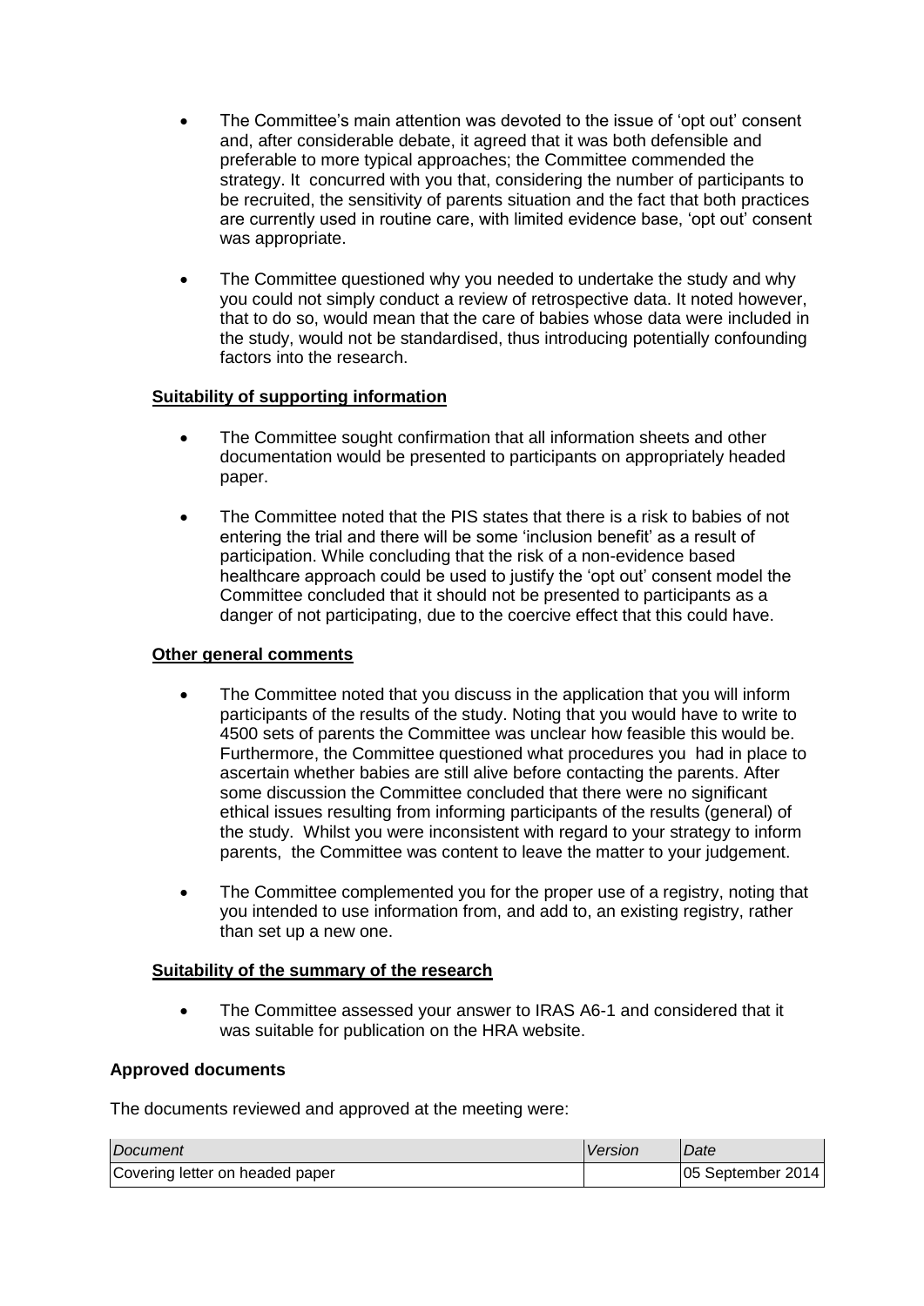- The Committee's main attention was devoted to the issue of 'opt out' consent and, after considerable debate, it agreed that it was both defensible and preferable to more typical approaches; the Committee commended the strategy. It concurred with you that, considering the number of participants to be recruited, the sensitivity of parents situation and the fact that both practices are currently used in routine care, with limited evidence base, 'opt out' consent was appropriate.

- The Committee questioned why you needed to undertake the study and why you could not simply conduct a review of retrospective data. It noted however, that to do so, would mean that the care of babies whose data were included in the study, would not be standardised, thus introducing potentially confounding factors into the research.

**Suitability of supporting information**

- The Committee sought confirmation that all information sheets and other documentation would be presented to participants on appropriately headed paper.

- The Committee noted that the PIS states that there is a risk to babies of not entering the trial and there will be some 'inclusion benefit' as a result of participation. While concluding that the risk of a non-evidence based healthcare approach could be used to justify the 'opt out' consent model the Committee concluded that it should not be presented to participants as a danger of not participating, due to the coercive effect that this could have.

**Other general comments**

- The Committee noted that you discuss in the application that you will inform participants of the results of the study. Noting that you would have to write to 4500 sets of parents the Committee was unclear how feasible this would be. Furthermore, the Committee questioned what procedures you had in place to ascertain whether babies are still alive before contacting the parents. After some discussion the Committee concluded that there were no significant ethical issues resulting from informing participants of the results (general) of the study. Whilst you were inconsistent with regard to your strategy to inform parents, the Committee was content to leave the matter to your judgement.

- The Committee complemented you for the proper use of a registry, noting that you intended to use information from, and add to, an existing registry, rather than set up a new one.

**Suitability of the summary of the research**

- The Committee assessed your answer to IRAS A6-1 and considered that it was suitable for publication on the HRA website.

**Approved documents**

The documents reviewed and approved at the meeting were:

| *Document* | *Version* | *Date* |
|---|---|---|
| Covering letter on headed paper | | 05 September 2014 |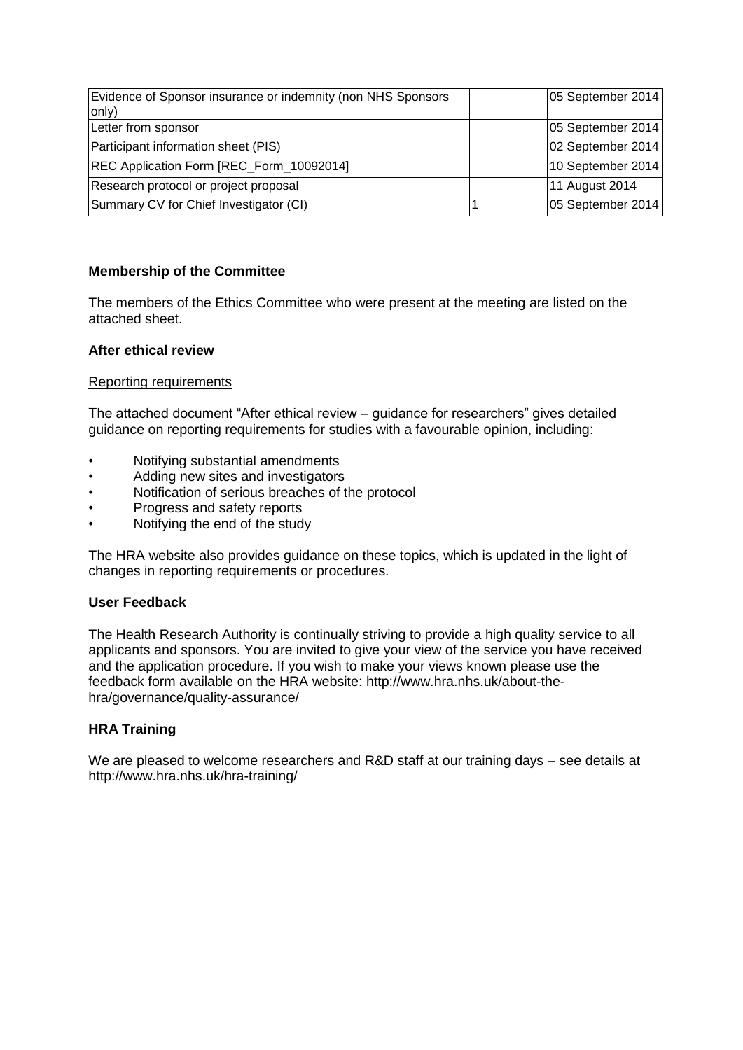| | | |
|---|---|---|
| Evidence of Sponsor insurance or indemnity (non NHS Sponsors only) | | 05 September 2014 |
| Letter from sponsor | | 05 September 2014 |
| Participant information sheet (PIS) | | 02 September 2014 |
| REC Application Form [REC_Form_10092014] | | 10 September 2014 |
| Research protocol or project proposal | | 11 August 2014 |
| Summary CV for Chief Investigator (CI) | 1 | 05 September 2014 |

**Membership of the Committee**

The members of the Ethics Committee who were present at the meeting are listed on the attached sheet.

**After ethical review**

Reporting requirements

The attached document "After ethical review – guidance for researchers" gives detailed guidance on reporting requirements for studies with a favourable opinion, including:

- Notifying substantial amendments
- Adding new sites and investigators
- Notification of serious breaches of the protocol
- Progress and safety reports
- Notifying the end of the study

The HRA website also provides guidance on these topics, which is updated in the light of changes in reporting requirements or procedures.

**User Feedback**

The Health Research Authority is continually striving to provide a high quality service to all applicants and sponsors. You are invited to give your view of the service you have received and the application procedure. If you wish to make your views known please use the feedback form available on the HRA website: http://www.hra.nhs.uk/about-the-hra/governance/quality-assurance/

**HRA Training**

We are pleased to welcome researchers and R&D staff at our training days – see details at http://www.hra.nhs.uk/hra-training/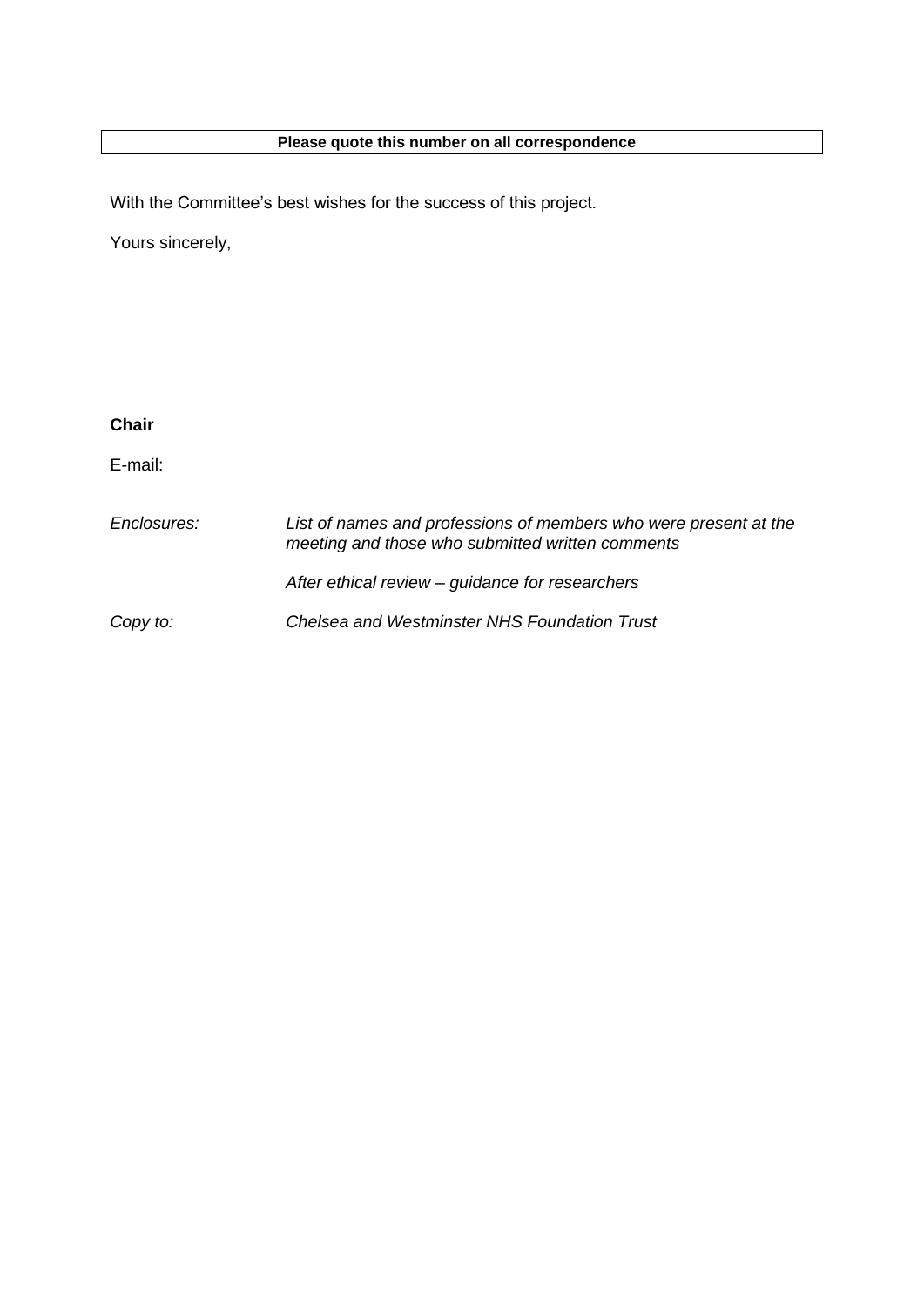| **Please quote this number on all correspondence** |
| --- |

With the Committee's best wishes for the success of this project.

Yours sincerely,

**Chair**

E-mail:

| | |
| --- | --- |
| *Enclosures:* | *List of names and professions of members who were present at the meeting and those who submitted written comments* |
| | *After ethical review – guidance for researchers* |
| *Copy to:* | *Chelsea and Westminster NHS Foundation Trust* |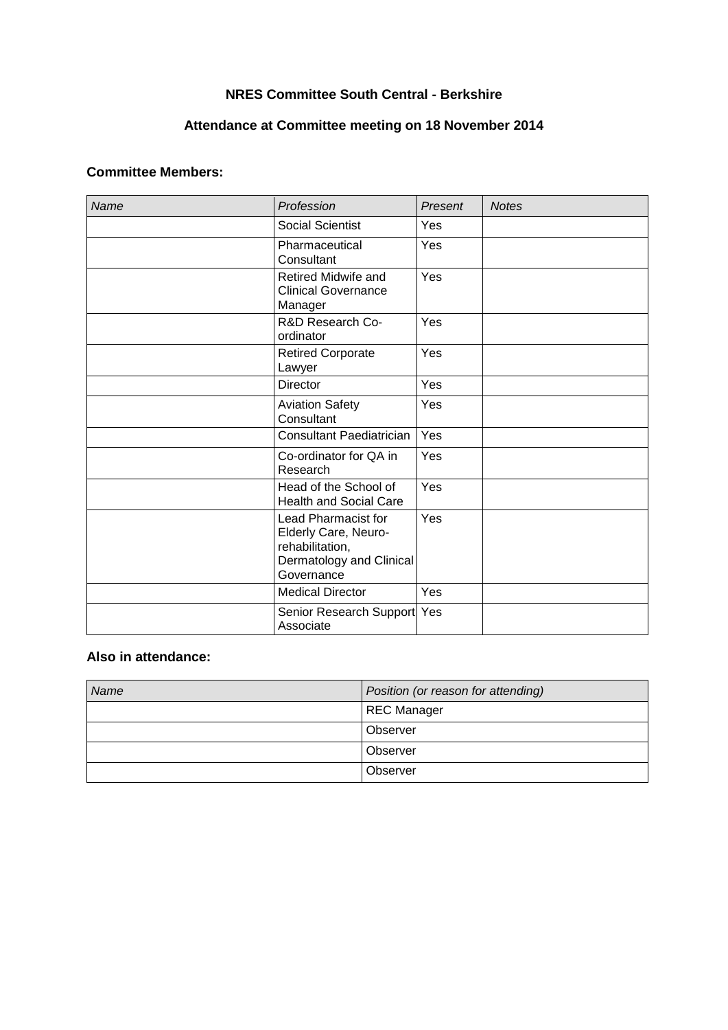**NRES Committee South Central - Berkshire**

**Attendance at Committee meeting on 18 November 2014**

### Committee Members:

| *Name* | *Profession* | *Present* | *Notes* |
|---|---|---|---|
| | Social Scientist | Yes | |
| | Pharmaceutical Consultant | Yes | |
| | Retired Midwife and Clinical Governance Manager | Yes | |
| | R&D Research Co-ordinator | Yes | |
| | Retired Corporate Lawyer | Yes | |
| | Director | Yes | |
| | Aviation Safety Consultant | Yes | |
| | Consultant Paediatrician | Yes | |
| | Co-ordinator for QA in Research | Yes | |
| | Head of the School of Health and Social Care | Yes | |
| | Lead Pharmacist for Elderly Care, Neuro-rehabilitation, Dermatology and Clinical Governance | Yes | |
| | Medical Director | Yes | |
| | Senior Research Support Associate | Yes | |

### Also in attendance:

| *Name* | *Position (or reason for attending)* |
|---|---|
| | REC Manager |
| | Observer |
| | Observer |
| | Observer |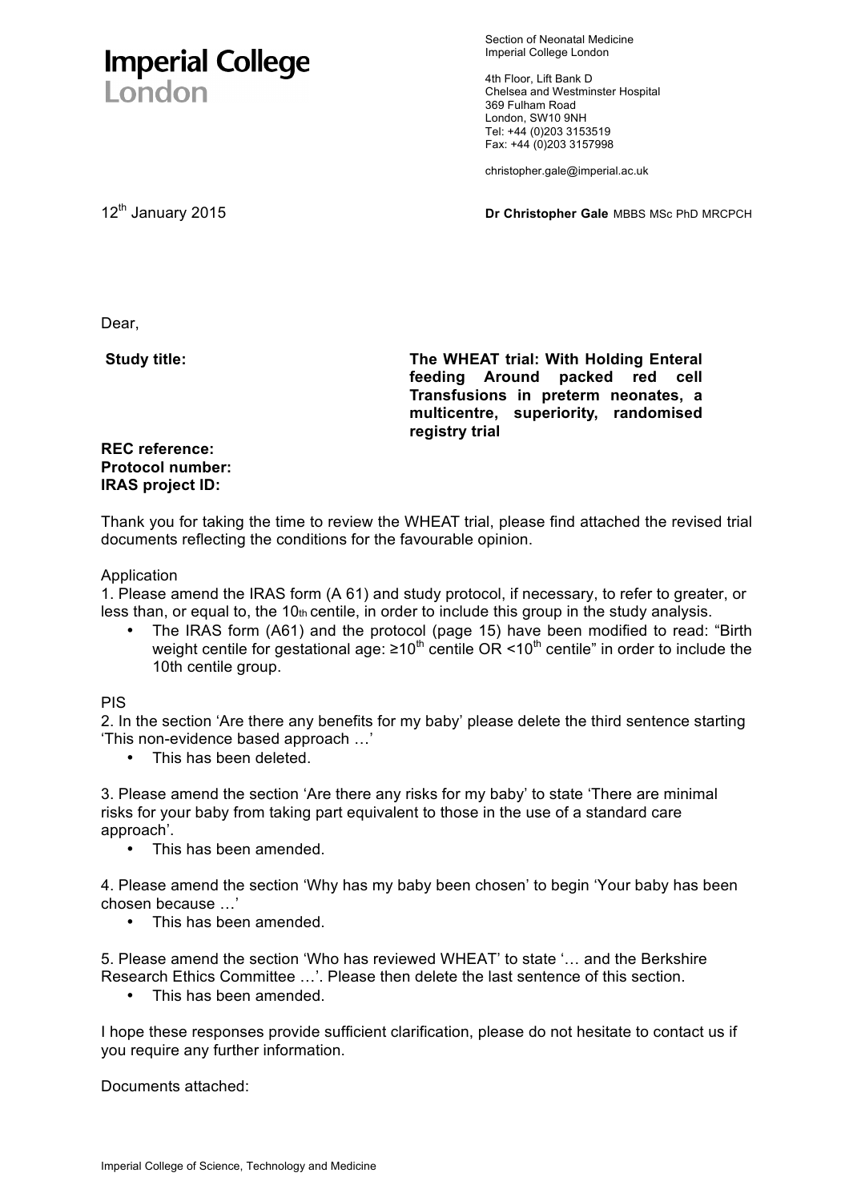**Imperial College London**

Section of Neonatal Medicine
Imperial College London

4th Floor, Lift Bank D
Chelsea and Westminster Hospital
369 Fulham Road
London, SW10 9NH
Tel: +44 (0)203 3153519
Fax: +44 (0)203 3157998

christopher.gale@imperial.ac.uk

12th January 2015

**Dr Christopher Gale** MBBS MSc PhD MRCPCH

Dear,

| **Study title:** | **The WHEAT trial: With Holding Enteral feeding Around packed red cell Transfusions in preterm neonates, a multicentre, superiority, randomised registry trial** |
| --- | --- |

**REC reference:**
**Protocol number:**
**IRAS project ID:**

Thank you for taking the time to review the WHEAT trial, please find attached the revised trial documents reflecting the conditions for the favourable opinion.

Application

1. Please amend the IRAS form (A 61) and study protocol, if necessary, to refer to greater, or less than, or equal to, the 10th centile, in order to include this group in the study analysis.
   - The IRAS form (A61) and the protocol (page 15) have been modified to read: "Birth weight centile for gestational age: ≥10th centile OR <10th centile" in order to include the 10th centile group.

PIS

2. In the section 'Are there any benefits for my baby' please delete the third sentence starting 'This non-evidence based approach …'
   - This has been deleted.

3. Please amend the section 'Are there any risks for my baby' to state 'There are minimal risks for your baby from taking part equivalent to those in the use of a standard care approach'.
   - This has been amended.

4. Please amend the section 'Why has my baby been chosen' to begin 'Your baby has been chosen because …'
   - This has been amended.

5. Please amend the section 'Who has reviewed WHEAT' to state '… and the Berkshire Research Ethics Committee …'. Please then delete the last sentence of this section.
   - This has been amended.

I hope these responses provide sufficient clarification, please do not hesitate to contact us if you require any further information.

Documents attached:

Imperial College of Science, Technology and Medicine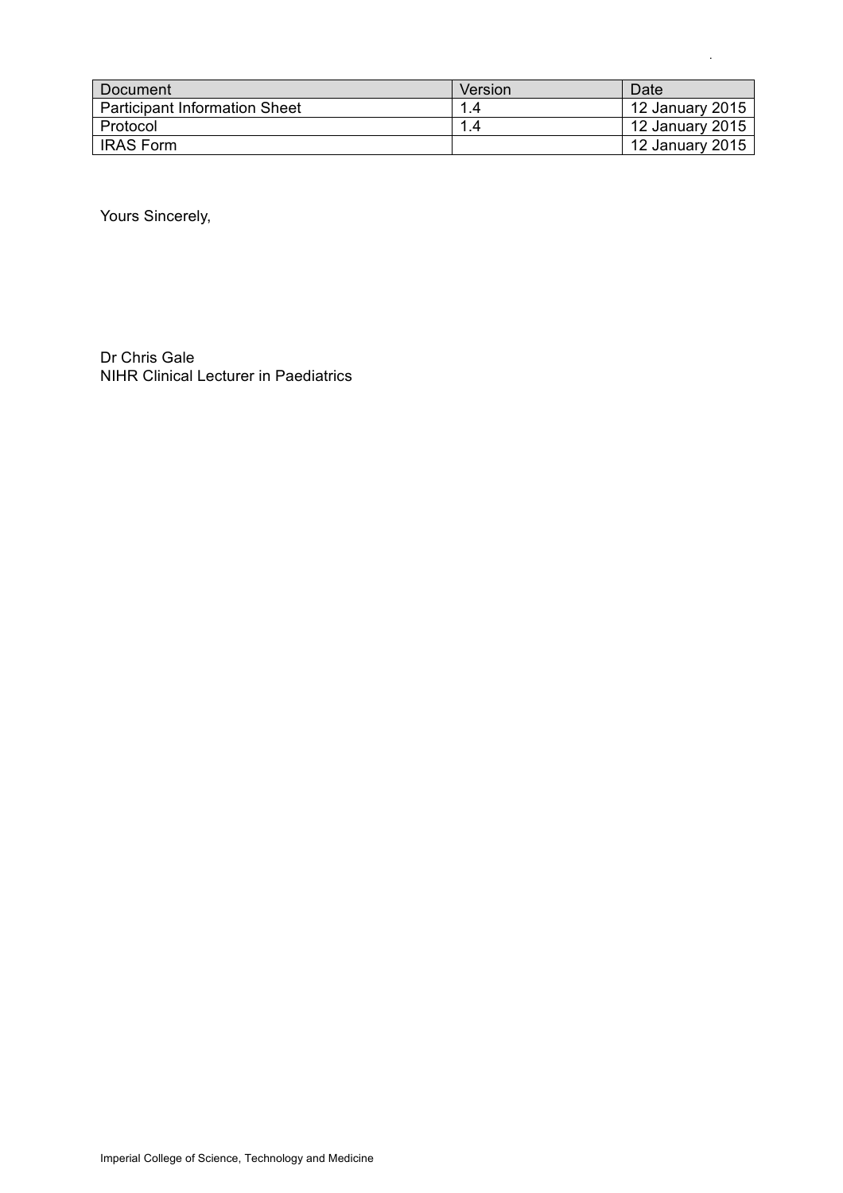| Document | Version | Date |
| --- | --- | --- |
| Participant Information Sheet | 1.4 | 12 January 2015 |
| Protocol | 1.4 | 12 January 2015 |
| IRAS Form | | 12 January 2015 |

Yours Sincerely,

Dr Chris Gale
NIHR Clinical Lecturer in Paediatrics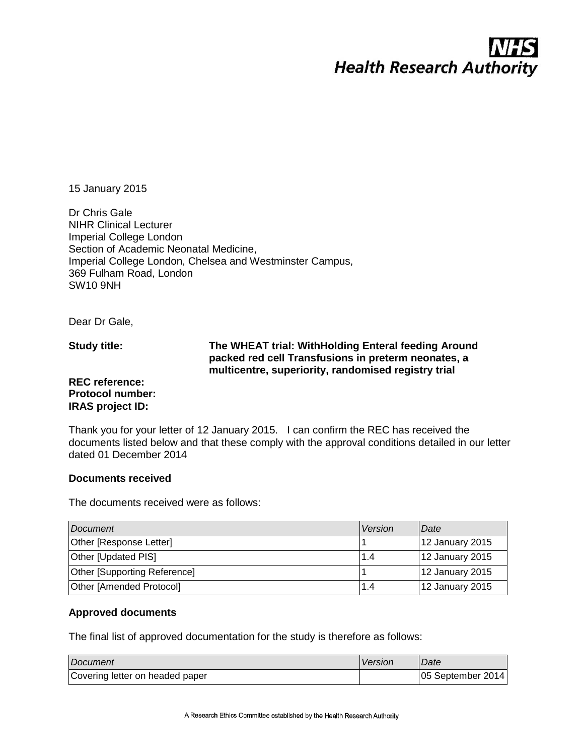NHS Health Research Authority

15 January 2015

Dr Chris Gale  
NIHR Clinical Lecturer  
Imperial College London  
Section of Academic Neonatal Medicine,  
Imperial College London, Chelsea and Westminster Campus,  
369 Fulham Road, London  
SW10 9NH

Dear Dr Gale,

**Study title:** **The WHEAT trial: WithHolding Enteral feeding Around packed red cell Transfusions in preterm neonates, a multicentre, superiority, randomised registry trial**

**REC reference:**  
**Protocol number:**  
**IRAS project ID:**

Thank you for your letter of 12 January 2015. I can confirm the REC has received the documents listed below and that these comply with the approval conditions detailed in our letter dated 01 December 2014

**Documents received**

The documents received were as follows:

| *Document* | *Version* | *Date* |
|---|---|---|
| Other [Response Letter] | 1 | 12 January 2015 |
| Other [Updated PIS] | 1.4 | 12 January 2015 |
| Other [Supporting Reference] | 1 | 12 January 2015 |
| Other [Amended Protocol] | 1.4 | 12 January 2015 |

**Approved documents**

The final list of approved documentation for the study is therefore as follows:

| *Document* | *Version* | *Date* |
|---|---|---|
| Covering letter on headed paper | | 05 September 2014 |

A Research Ethics Committee established by the Health Research Authority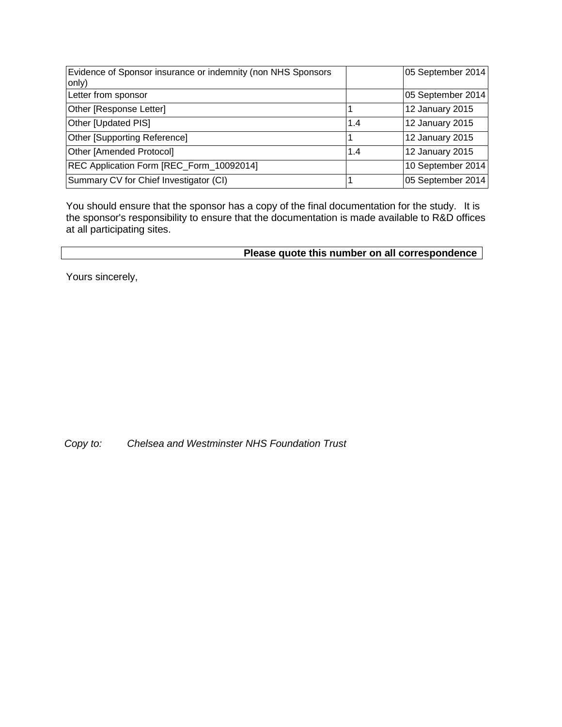| | | |
|---|---|---|
| Evidence of Sponsor insurance or indemnity (non NHS Sponsors only) | | 05 September 2014 |
| Letter from sponsor | | 05 September 2014 |
| Other [Response Letter] | 1 | 12 January 2015 |
| Other [Updated PIS] | 1.4 | 12 January 2015 |
| Other [Supporting Reference] | 1 | 12 January 2015 |
| Other [Amended Protocol] | 1.4 | 12 January 2015 |
| REC Application Form [REC_Form_10092014] | | 10 September 2014 |
| Summary CV for Chief Investigator (CI) | 1 | 05 September 2014 |

You should ensure that the sponsor has a copy of the final documentation for the study. It is the sponsor's responsibility to ensure that the documentation is made available to R&D offices at all participating sites.

| |
|---|
| **Please quote this number on all correspondence** |

Yours sincerely,

*Copy to:* *Chelsea and Westminster NHS Foundation Trust*